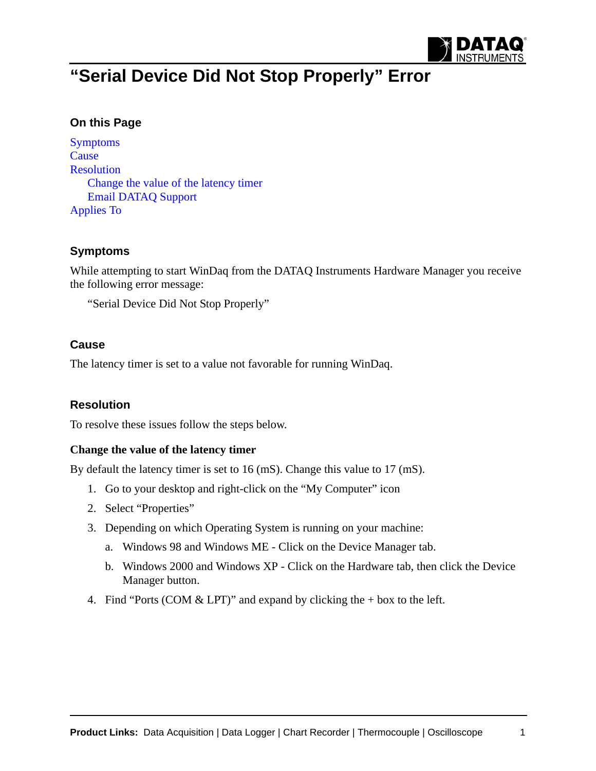# "Serial Device Did Not Stop Properly" Error

### On this Page

Symptoms
Cause
Resolution
    Change the value of the latency timer
    Email DATAQ Support
Applies To

## Symptoms

While attempting to start WinDaq from the DATAQ Instruments Hardware Manager you receive the following error message:

"Serial Device Did Not Stop Properly"

## Cause

The latency timer is set to a value not favorable for running WinDaq.

## Resolution

To resolve these issues follow the steps below.

### Change the value of the latency timer

By default the latency timer is set to 16 (mS). Change this value to 17 (mS).

1. Go to your desktop and right-click on the "My Computer" icon
2. Select "Properties"
3. Depending on which Operating System is running on your machine:
    a. Windows 98 and Windows ME - Click on the Device Manager tab.
    b. Windows 2000 and Windows XP - Click on the Hardware tab, then click the Device Manager button.
4. Find "Ports (COM & LPT)" and expand by clicking the + box to the left.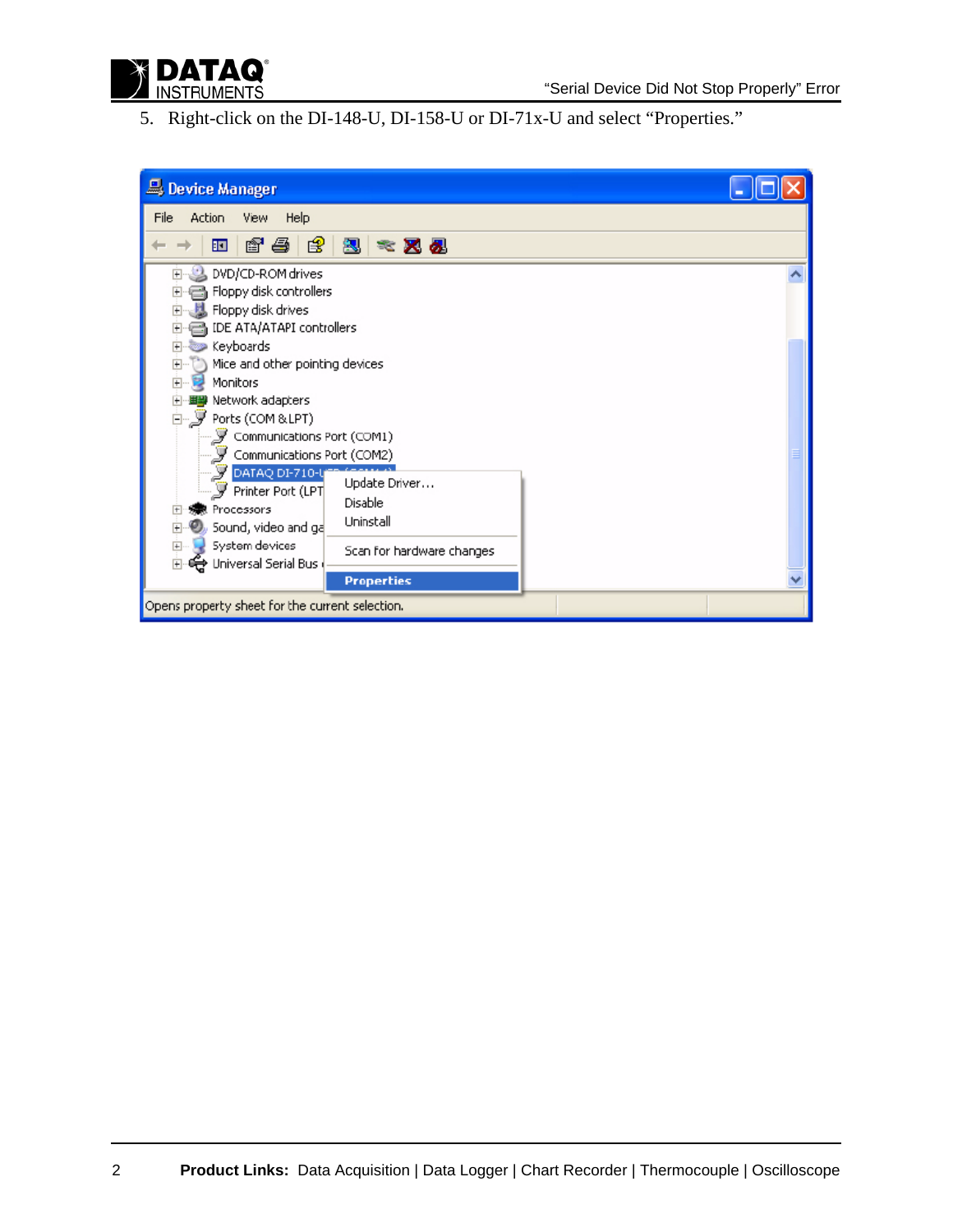5. Right-click on the DI-148-U, DI-158-U or DI-71x-U and select “Properties.”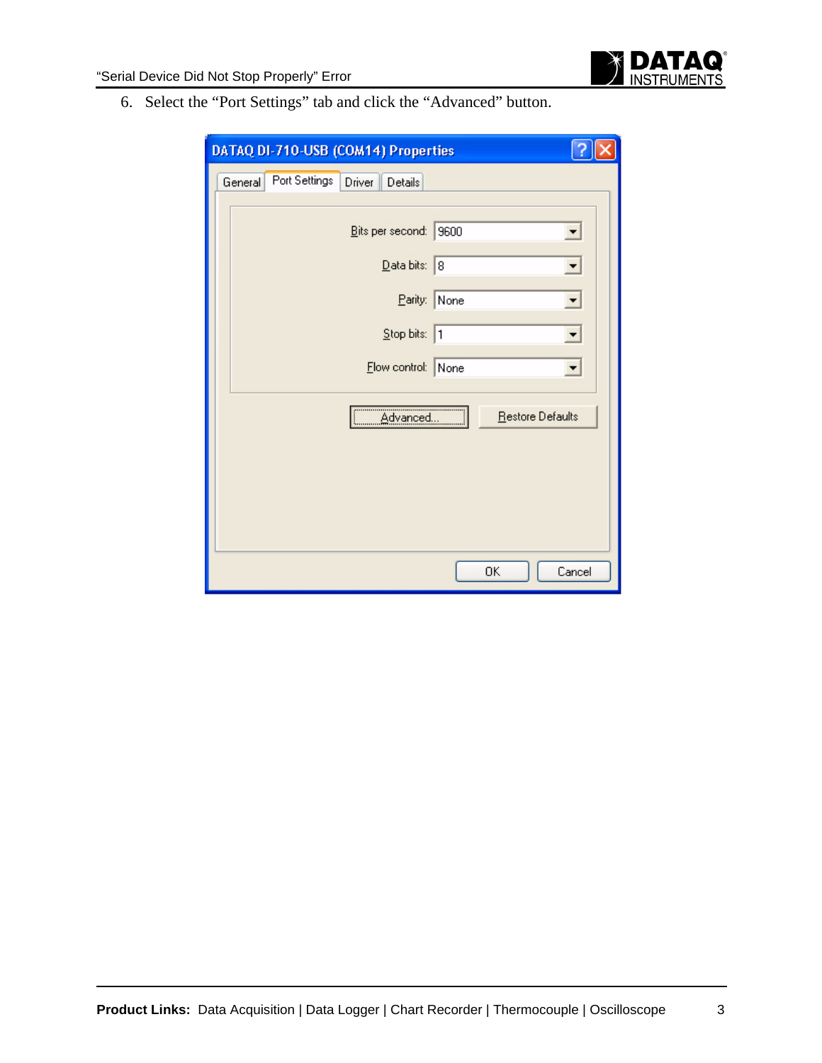6. Select the “Port Settings” tab and click the “Advanced” button.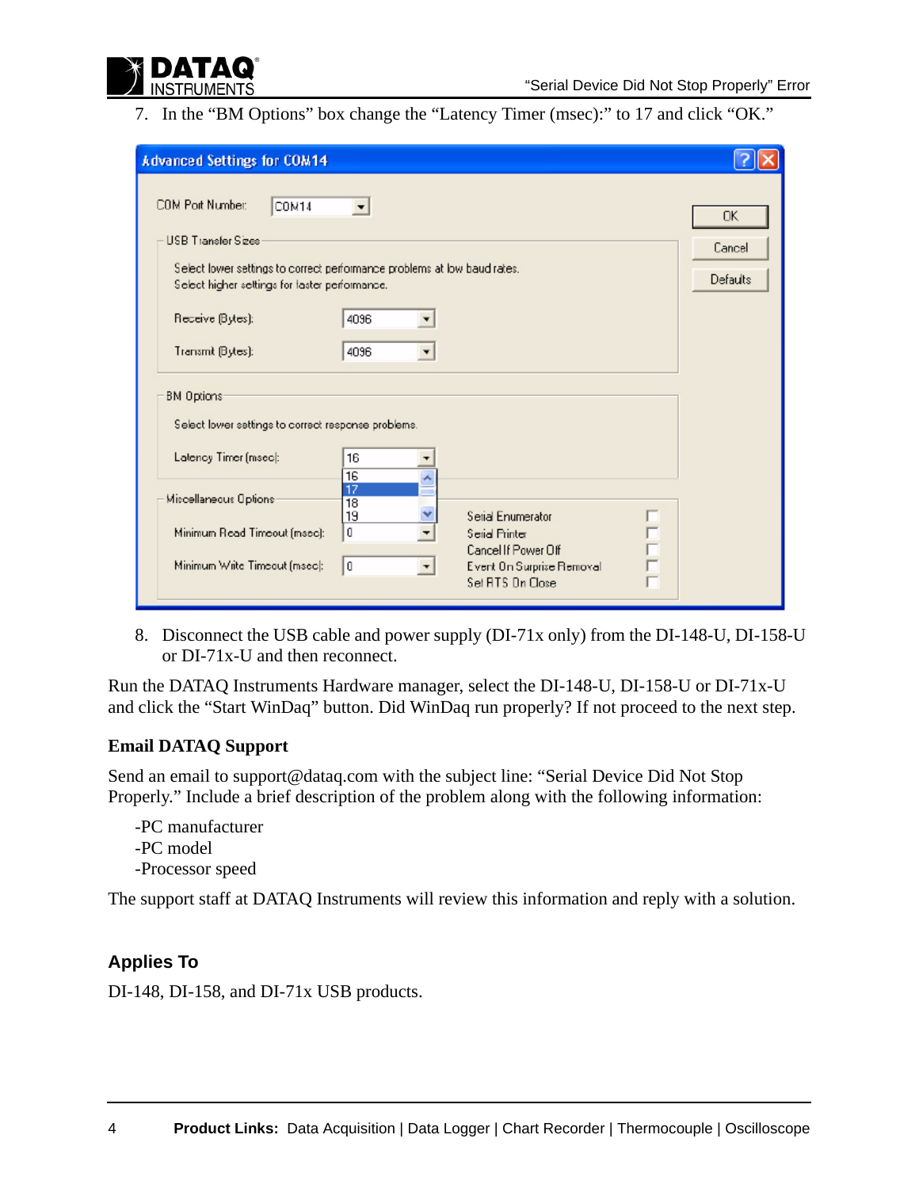7. In the "BM Options" box change the "Latency Timer (msec):" to 17 and click "OK."

8. Disconnect the USB cable and power supply (DI-71x only) from the DI-148-U, DI-158-U or DI-71x-U and then reconnect.

Run the DATAQ Instruments Hardware manager, select the DI-148-U, DI-158-U or DI-71x-U and click the "Start WinDaq" button. Did WinDaq run properly? If not proceed to the next step.

**Email DATAQ Support**

Send an email to support@dataq.com with the subject line: "Serial Device Did Not Stop Properly." Include a brief description of the problem along with the following information:

-PC manufacturer
-PC model
-Processor speed

The support staff at DATAQ Instruments will review this information and reply with a solution.

## Applies To

DI-148, DI-158, and DI-71x USB products.